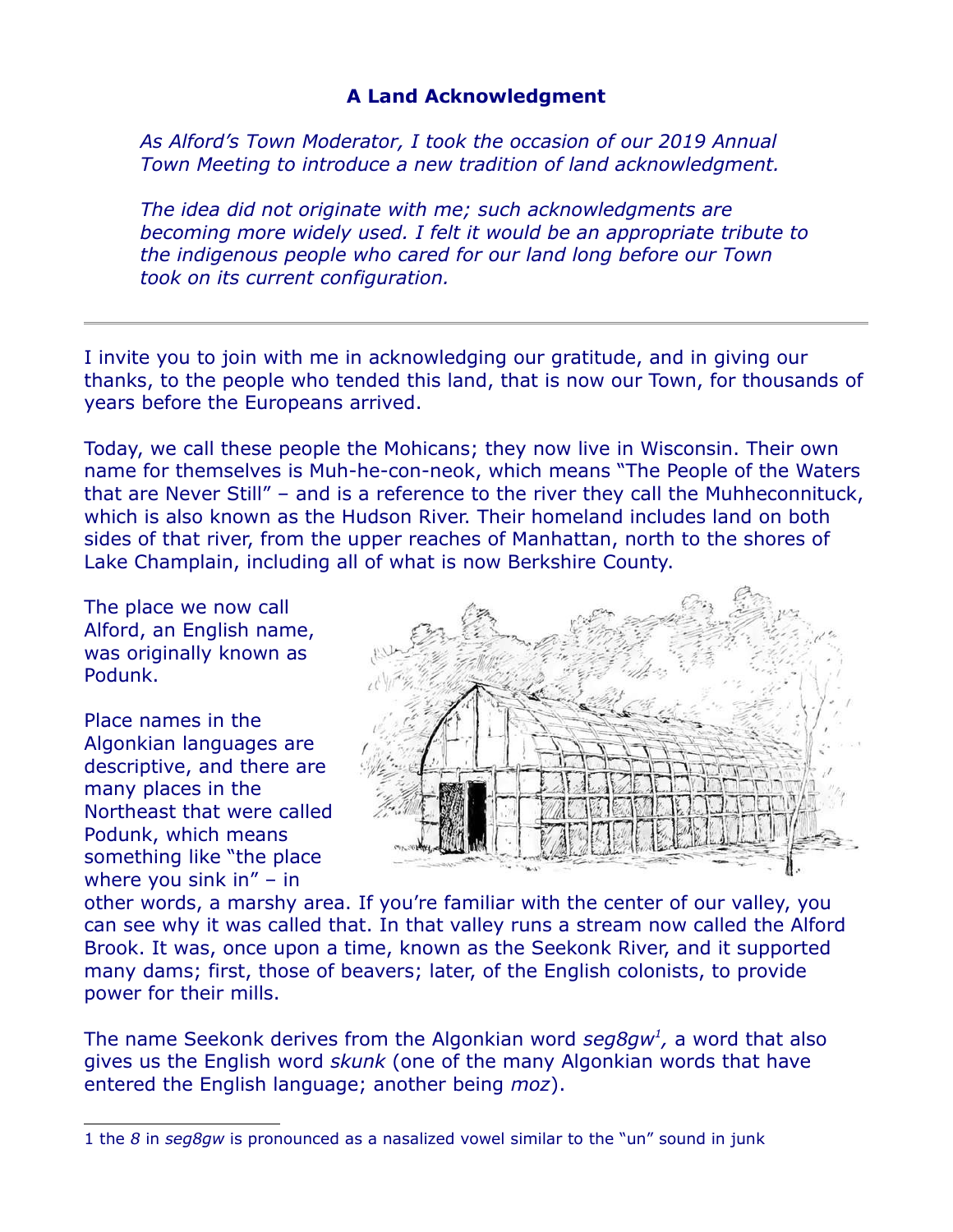## A Land Acknowledgment

*As Alford's Town Moderator, I took the occasion of our 2019 Annual Town Meeting to introduce a new tradition of land acknowledgment.*

*The idea did not originate with me; such acknowledgments are becoming more widely used. I felt it would be an appropriate tribute to the indigenous people who cared for our land long before our Town took on its current configuration.*

---

I invite you to join with me in acknowledging our gratitude, and in giving our thanks, to the people who tended this land, that is now our Town, for thousands of years before the Europeans arrived.

Today, we call these people the Mohicans; they now live in Wisconsin. Their own name for themselves is Muh-he-con-neok, which means "The People of the Waters that are Never Still" – and is a reference to the river they call the Muhheconnituck, which is also known as the Hudson River. Their homeland includes land on both sides of that river, from the upper reaches of Manhattan, north to the shores of Lake Champlain, including all of what is now Berkshire County.

The place we now call Alford, an English name, was originally known as Podunk.

Place names in the Algonkian languages are descriptive, and there are many places in the Northeast that were called Podunk, which means something like "the place where you sink in" – in other words, a marshy area. If you're familiar with the center of our valley, you can see why it was called that. In that valley runs a stream now called the Alford Brook. It was, once upon a time, known as the Seekonk River, and it supported many dams; first, those of beavers; later, of the English colonists, to provide power for their mills.

The name Seekonk derives from the Algonkian word *seg8gw*[1], a word that also gives us the English word *skunk* (one of the many Algonkian words that have entered the English language; another being *moz*).

---

1 the *8* in *seg8gw* is pronounced as a nasalized vowel similar to the "un" sound in junk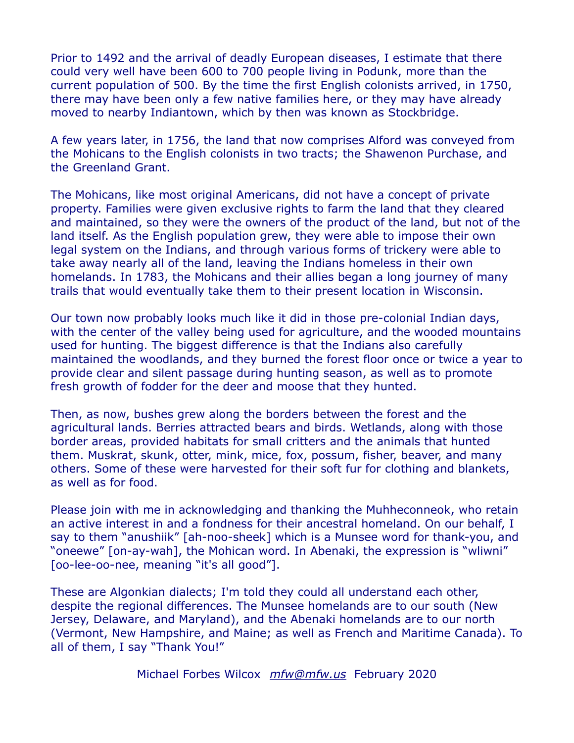Prior to 1492 and the arrival of deadly European diseases, I estimate that there could very well have been 600 to 700 people living in Podunk, more than the current population of 500. By the time the first English colonists arrived, in 1750, there may have been only a few native families here, or they may have already moved to nearby Indiantown, which by then was known as Stockbridge.

A few years later, in 1756, the land that now comprises Alford was conveyed from the Mohicans to the English colonists in two tracts; the Shawenon Purchase, and the Greenland Grant.

The Mohicans, like most original Americans, did not have a concept of private property. Families were given exclusive rights to farm the land that they cleared and maintained, so they were the owners of the product of the land, but not of the land itself. As the English population grew, they were able to impose their own legal system on the Indians, and through various forms of trickery were able to take away nearly all of the land, leaving the Indians homeless in their own homelands. In 1783, the Mohicans and their allies began a long journey of many trails that would eventually take them to their present location in Wisconsin.

Our town now probably looks much like it did in those pre-colonial Indian days, with the center of the valley being used for agriculture, and the wooded mountains used for hunting. The biggest difference is that the Indians also carefully maintained the woodlands, and they burned the forest floor once or twice a year to provide clear and silent passage during hunting season, as well as to promote fresh growth of fodder for the deer and moose that they hunted.

Then, as now, bushes grew along the borders between the forest and the agricultural lands. Berries attracted bears and birds. Wetlands, along with those border areas, provided habitats for small critters and the animals that hunted them. Muskrat, skunk, otter, mink, mice, fox, possum, fisher, beaver, and many others. Some of these were harvested for their soft fur for clothing and blankets, as well as for food.

Please join with me in acknowledging and thanking the Muhheconneok, who retain an active interest in and a fondness for their ancestral homeland. On our behalf, I say to them "anushiik" [ah-noo-sheek] which is a Munsee word for thank-you, and "oneewe" [on-ay-wah], the Mohican word. In Abenaki, the expression is "wliwni" [oo-lee-oo-nee, meaning "it's all good"].

These are Algonkian dialects; I'm told they could all understand each other, despite the regional differences. The Munsee homelands are to our south (New Jersey, Delaware, and Maryland), and the Abenaki homelands are to our north (Vermont, New Hampshire, and Maine; as well as French and Maritime Canada). To all of them, I say "Thank You!"

Michael Forbes Wilcox *mfw@mfw.us* February 2020